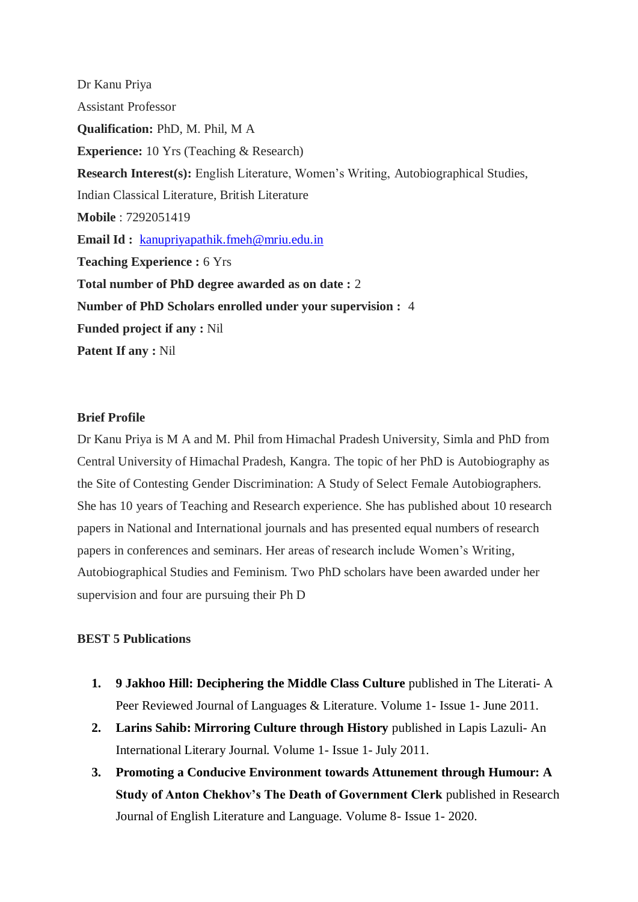Dr Kanu Priya

Assistant Professor

**Qualification:** PhD, M. Phil, M A

**Experience:** 10 Yrs (Teaching & Research)

**Research Interest(s):** English Literature, Women's Writing, Autobiographical Studies, Indian Classical Literature, British Literature

**Mobile** : 7292051419

**Email Id :** kanupriyapathik.fmeh@mriu.edu.in

**Teaching Experience :** 6 Yrs

**Total number of PhD degree awarded as on date :** 2

**Number of PhD Scholars enrolled under your supervision :** 4

**Funded project if any :** Nil

**Patent If any :** Nil

**Brief Profile**

Dr Kanu Priya is M A and M. Phil from Himachal Pradesh University, Simla and PhD from Central University of Himachal Pradesh, Kangra. The topic of her PhD is Autobiography as the Site of Contesting Gender Discrimination: A Study of Select Female Autobiographers. She has 10 years of Teaching and Research experience. She has published about 10 research papers in National and International journals and has presented equal numbers of research papers in conferences and seminars. Her areas of research include Women's Writing, Autobiographical Studies and Feminism. Two PhD scholars have been awarded under her supervision and four are pursuing their Ph D

**BEST 5 Publications**

1. **9 Jakhoo Hill: Deciphering the Middle Class Culture** published in The Literati- A Peer Reviewed Journal of Languages & Literature. Volume 1- Issue 1- June 2011.
2. **Larins Sahib: Mirroring Culture through History** published in Lapis Lazuli- An International Literary Journal. Volume 1- Issue 1- July 2011.
3. **Promoting a Conducive Environment towards Attunement through Humour: A Study of Anton Chekhov's The Death of Government Clerk** published in Research Journal of English Literature and Language. Volume 8- Issue 1- 2020.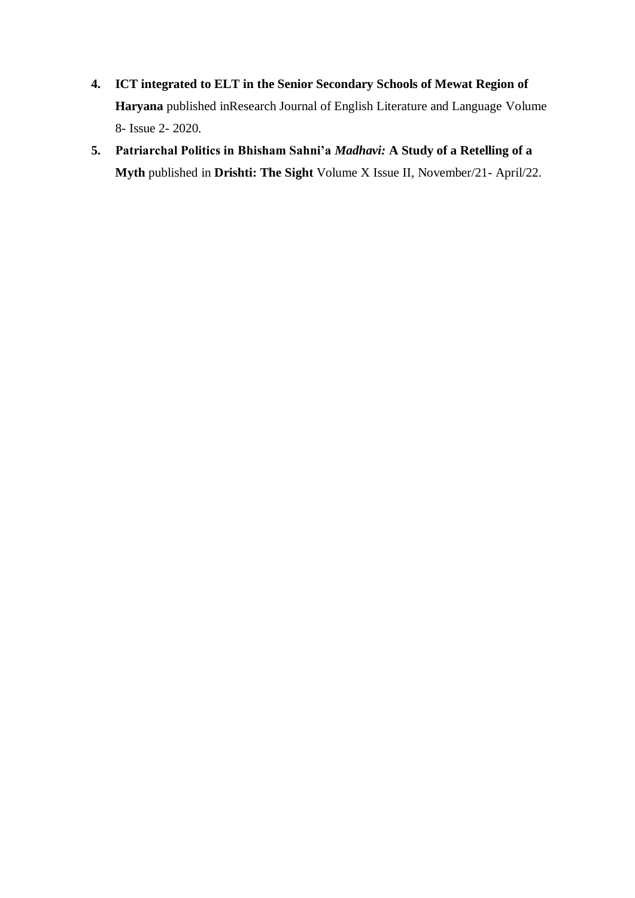4. **ICT integrated to ELT in the Senior Secondary Schools of Mewat Region of Haryana** published inResearch Journal of English Literature and Language Volume 8- Issue 2- 2020.
5. **Patriarchal Politics in Bhisham Sahni'a *Madhavi:* A Study of a Retelling of a Myth** published in **Drishti: The Sight** Volume X Issue II, November/21- April/22.